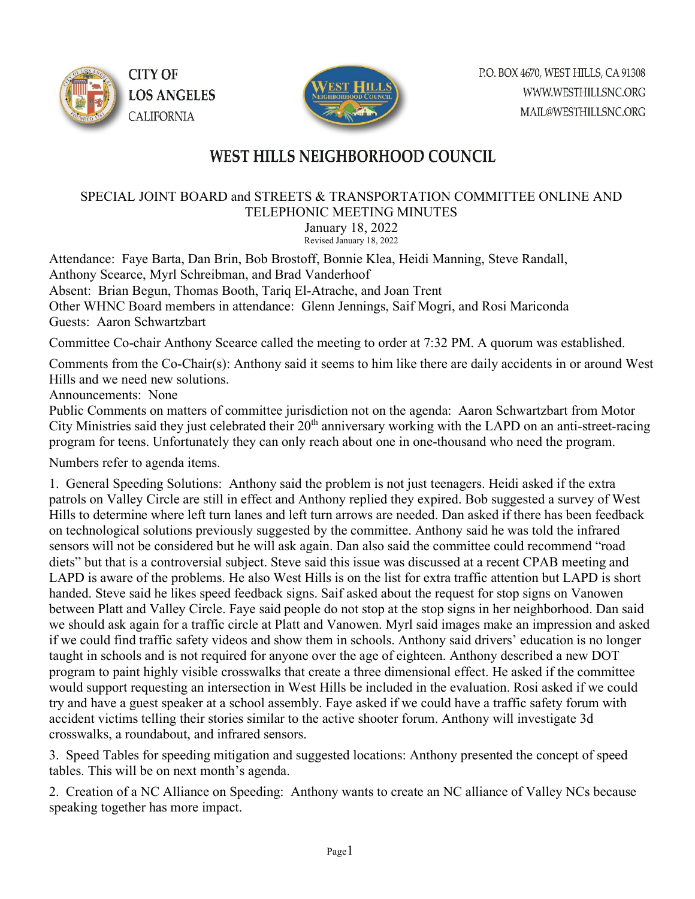CITY OF LOS ANGELES CALIFORNIA

P.O. BOX 4670, WEST HILLS, CA 91308
WWW.WESTHILLSNC.ORG
MAIL@WESTHILLSNC.ORG

# WEST HILLS NEIGHBORHOOD COUNCIL

## SPECIAL JOINT BOARD and STREETS & TRANSPORTATION COMMITTEE ONLINE AND TELEPHONIC MEETING MINUTES

January 18, 2022
Revised January 18, 2022

Attendance: Faye Barta, Dan Brin, Bob Brostoff, Bonnie Klea, Heidi Manning, Steve Randall, Anthony Scearce, Myrl Schreibman, and Brad Vanderhoof
Absent: Brian Begun, Thomas Booth, Tariq El-Atrache, and Joan Trent
Other WHNC Board members in attendance: Glenn Jennings, Saif Mogri, and Rosi Mariconda
Guests: Aaron Schwartzbart

Committee Co-chair Anthony Scearce called the meeting to order at 7:32 PM. A quorum was established.

Comments from the Co-Chair(s): Anthony said it seems to him like there are daily accidents in or around West Hills and we need new solutions.
Announcements: None
Public Comments on matters of committee jurisdiction not on the agenda: Aaron Schwartzbart from Motor City Ministries said they just celebrated their 20th anniversary working with the LAPD on an anti-street-racing program for teens. Unfortunately they can only reach about one in one-thousand who need the program.

Numbers refer to agenda items.

1. General Speeding Solutions: Anthony said the problem is not just teenagers. Heidi asked if the extra patrols on Valley Circle are still in effect and Anthony replied they expired. Bob suggested a survey of West Hills to determine where left turn lanes and left turn arrows are needed. Dan asked if there has been feedback on technological solutions previously suggested by the committee. Anthony said he was told the infrared sensors will not be considered but he will ask again. Dan also said the committee could recommend "road diets" but that is a controversial subject. Steve said this issue was discussed at a recent CPAB meeting and LAPD is aware of the problems. He also West Hills is on the list for extra traffic attention but LAPD is short handed. Steve said he likes speed feedback signs. Saif asked about the request for stop signs on Vanowen between Platt and Valley Circle. Faye said people do not stop at the stop signs in her neighborhood. Dan said we should ask again for a traffic circle at Platt and Vanowen. Myrl said images make an impression and asked if we could find traffic safety videos and show them in schools. Anthony said drivers' education is no longer taught in schools and is not required for anyone over the age of eighteen. Anthony described a new DOT program to paint highly visible crosswalks that create a three dimensional effect. He asked if the committee would support requesting an intersection in West Hills be included in the evaluation. Rosi asked if we could try and have a guest speaker at a school assembly. Faye asked if we could have a traffic safety forum with accident victims telling their stories similar to the active shooter forum. Anthony will investigate 3d crosswalks, a roundabout, and infrared sensors.

3. Speed Tables for speeding mitigation and suggested locations: Anthony presented the concept of speed tables. This will be on next month's agenda.

2. Creation of a NC Alliance on Speeding: Anthony wants to create an NC alliance of Valley NCs because speaking together has more impact.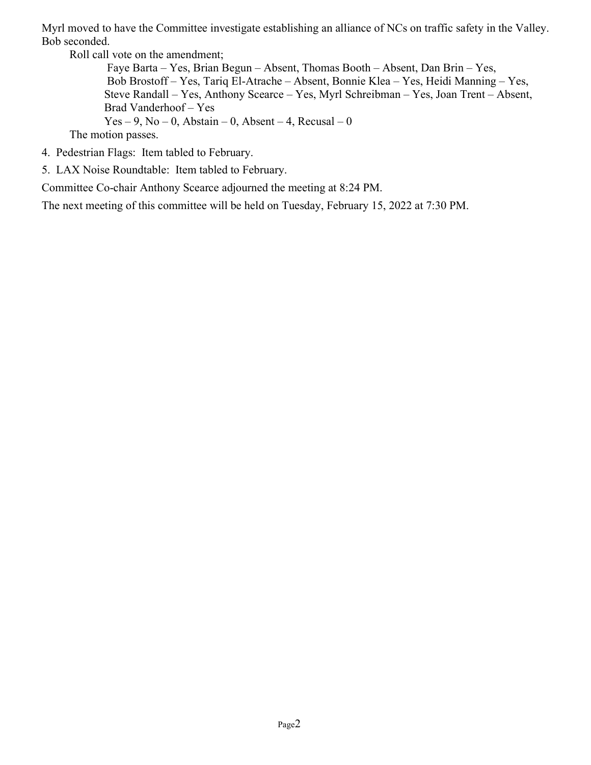Myrl moved to have the Committee investigate establishing an alliance of NCs on traffic safety in the Valley. Bob seconded.

Roll call vote on the amendment;

Faye Barta – Yes, Brian Begun – Absent, Thomas Booth – Absent, Dan Brin – Yes, Bob Brostoff – Yes, Tariq El-Atrache – Absent, Bonnie Klea – Yes, Heidi Manning – Yes, Steve Randall – Yes, Anthony Scearce – Yes, Myrl Schreibman – Yes, Joan Trent – Absent, Brad Vanderhoof – Yes

Yes – 9, No – 0, Abstain – 0, Absent – 4, Recusal – 0

The motion passes.

4. Pedestrian Flags: Item tabled to February.
5. LAX Noise Roundtable: Item tabled to February.

Committee Co-chair Anthony Scearce adjourned the meeting at 8:24 PM.

The next meeting of this committee will be held on Tuesday, February 15, 2022 at 7:30 PM.